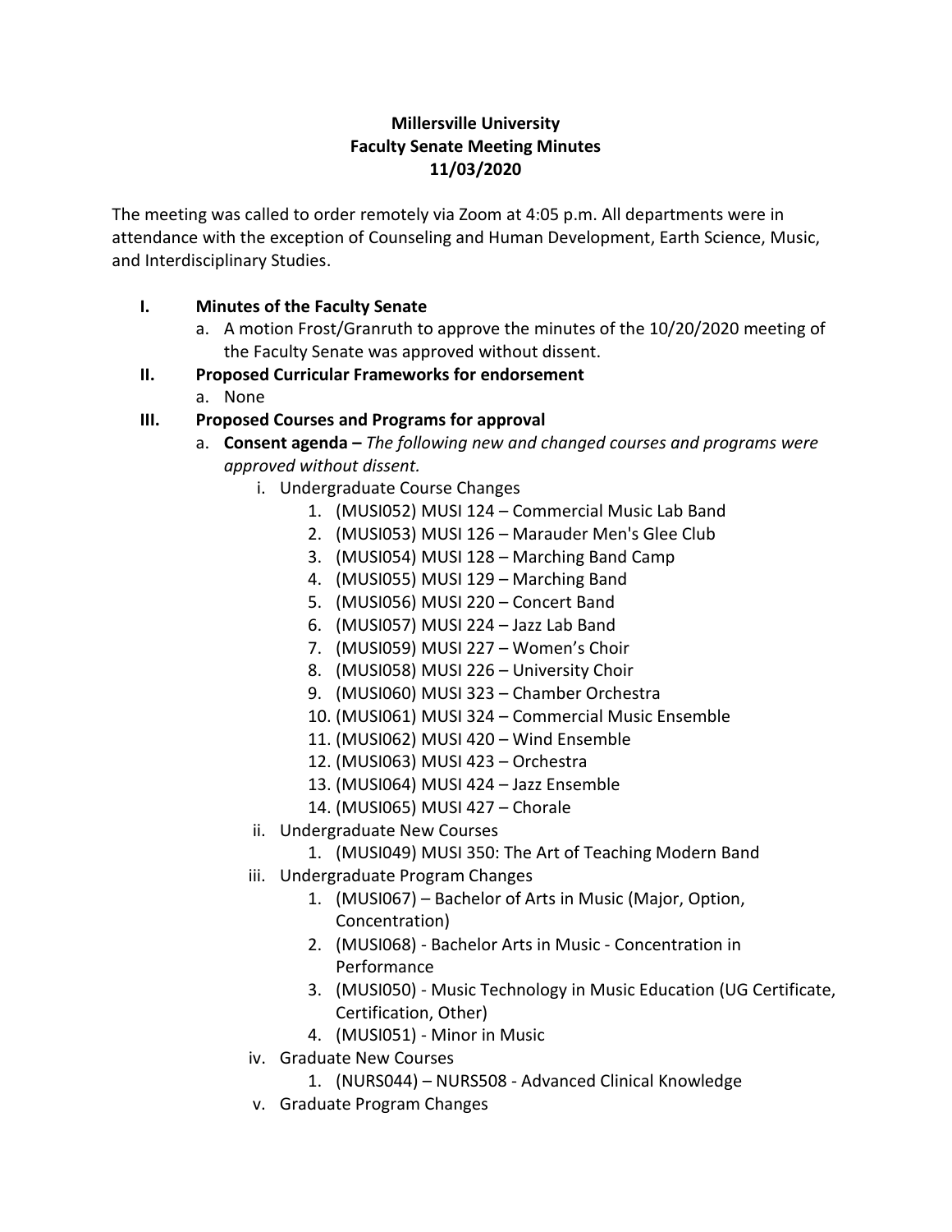**Millersville University**
**Faculty Senate Meeting Minutes**
**11/03/2020**

The meeting was called to order remotely via Zoom at 4:05 p.m. All departments were in attendance with the exception of Counseling and Human Development, Earth Science, Music, and Interdisciplinary Studies.

I. **Minutes of the Faculty Senate**
   a. A motion Frost/Granruth to approve the minutes of the 10/20/2020 meeting of the Faculty Senate was approved without dissent.

II. **Proposed Curricular Frameworks for endorsement**
   a. None

III. **Proposed Courses and Programs for approval**
   a. **Consent agenda –** *The following new and changed courses and programs were approved without dissent.*
      i. Undergraduate Course Changes
         1. (MUSI052) MUSI 124 – Commercial Music Lab Band
         2. (MUSI053) MUSI 126 – Marauder Men's Glee Club
         3. (MUSI054) MUSI 128 – Marching Band Camp
         4. (MUSI055) MUSI 129 – Marching Band
         5. (MUSI056) MUSI 220 – Concert Band
         6. (MUSI057) MUSI 224 – Jazz Lab Band
         7. (MUSI059) MUSI 227 – Women's Choir
         8. (MUSI058) MUSI 226 – University Choir
         9. (MUSI060) MUSI 323 – Chamber Orchestra
         10. (MUSI061) MUSI 324 – Commercial Music Ensemble
         11. (MUSI062) MUSI 420 – Wind Ensemble
         12. (MUSI063) MUSI 423 – Orchestra
         13. (MUSI064) MUSI 424 – Jazz Ensemble
         14. (MUSI065) MUSI 427 – Chorale
      ii. Undergraduate New Courses
         1. (MUSI049) MUSI 350: The Art of Teaching Modern Band
      iii. Undergraduate Program Changes
         1. (MUSI067) – Bachelor of Arts in Music (Major, Option, Concentration)
         2. (MUSI068) - Bachelor Arts in Music - Concentration in Performance
         3. (MUSI050) - Music Technology in Music Education (UG Certificate, Certification, Other)
         4. (MUSI051) - Minor in Music
      iv. Graduate New Courses
         1. (NURS044) – NURS508 - Advanced Clinical Knowledge
      v. Graduate Program Changes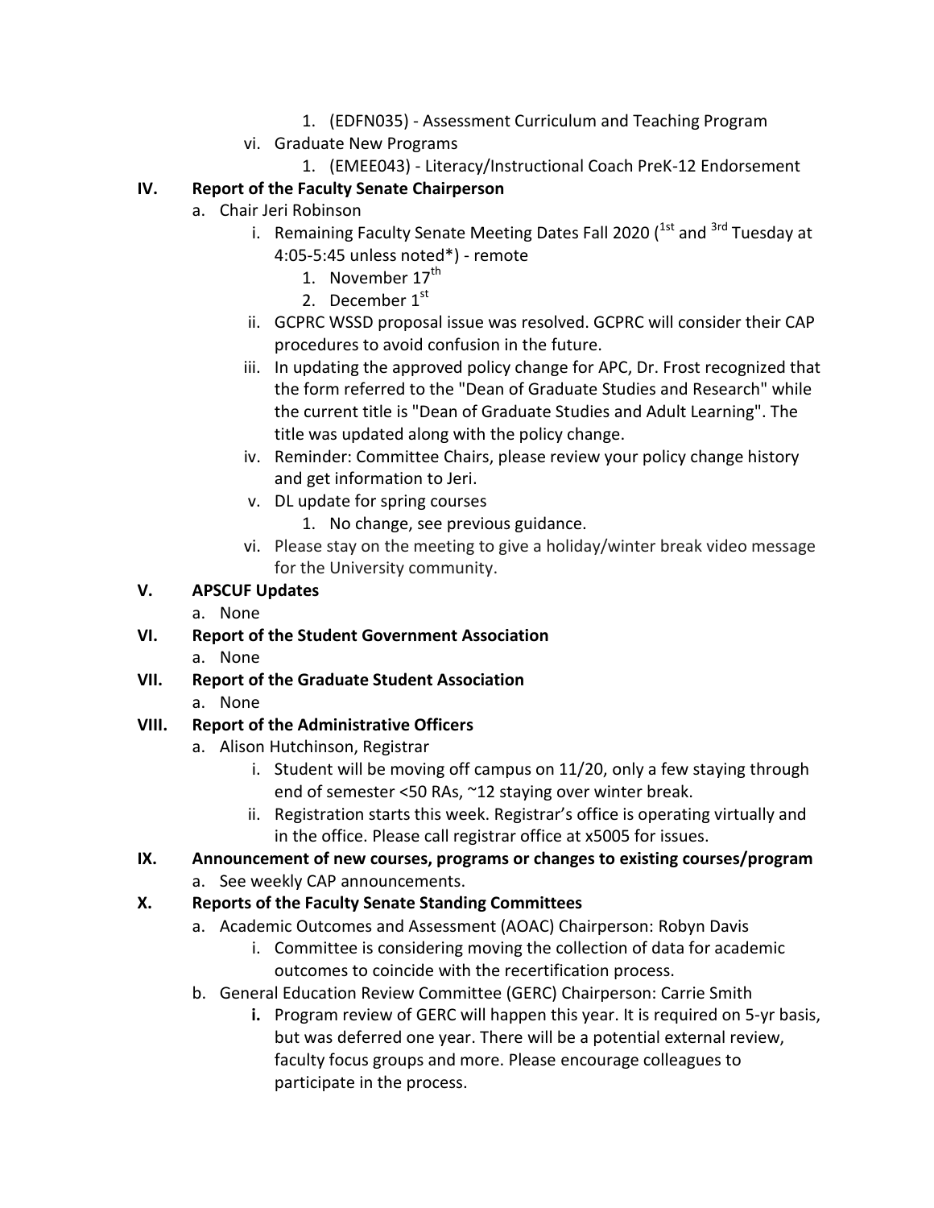1. (EDFN035) - Assessment Curriculum and Teaching Program
    vi. Graduate New Programs
            1. (EMEE043) - Literacy/Instructional Coach PreK-12 Endorsement

**IV. Report of the Faculty Senate Chairperson**

- a. Chair Jeri Robinson
    - i. Remaining Faculty Senate Meeting Dates Fall 2020 (1st and 3rd Tuesday at 4:05-5:45 unless noted*) - remote
        1. November 17th
        2. December 1st
    - ii. GCPRC WSSD proposal issue was resolved. GCPRC will consider their CAP procedures to avoid confusion in the future.
    - iii. In updating the approved policy change for APC, Dr. Frost recognized that the form referred to the "Dean of Graduate Studies and Research" while the current title is "Dean of Graduate Studies and Adult Learning". The title was updated along with the policy change.
    - iv. Reminder: Committee Chairs, please review your policy change history and get information to Jeri.
    - v. DL update for spring courses
        1. No change, see previous guidance.
    - vi. Please stay on the meeting to give a holiday/winter break video message for the University community.

**V. APSCUF Updates**

- a. None

**VI. Report of the Student Government Association**

- a. None

**VII. Report of the Graduate Student Association**

- a. None

**VIII. Report of the Administrative Officers**

- a. Alison Hutchinson, Registrar
    - i. Student will be moving off campus on 11/20, only a few staying through end of semester <50 RAs, ~12 staying over winter break.
    - ii. Registration starts this week. Registrar's office is operating virtually and in the office. Please call registrar office at x5005 for issues.

**IX. Announcement of new courses, programs or changes to existing courses/program**

- a. See weekly CAP announcements.

**X. Reports of the Faculty Senate Standing Committees**

- a. Academic Outcomes and Assessment (AOAC) Chairperson: Robyn Davis
    - i. Committee is considering moving the collection of data for academic outcomes to coincide with the recertification process.
- b. General Education Review Committee (GERC) Chairperson: Carrie Smith
    - **i.** Program review of GERC will happen this year. It is required on 5-yr basis, but was deferred one year. There will be a potential external review, faculty focus groups and more. Please encourage colleagues to participate in the process.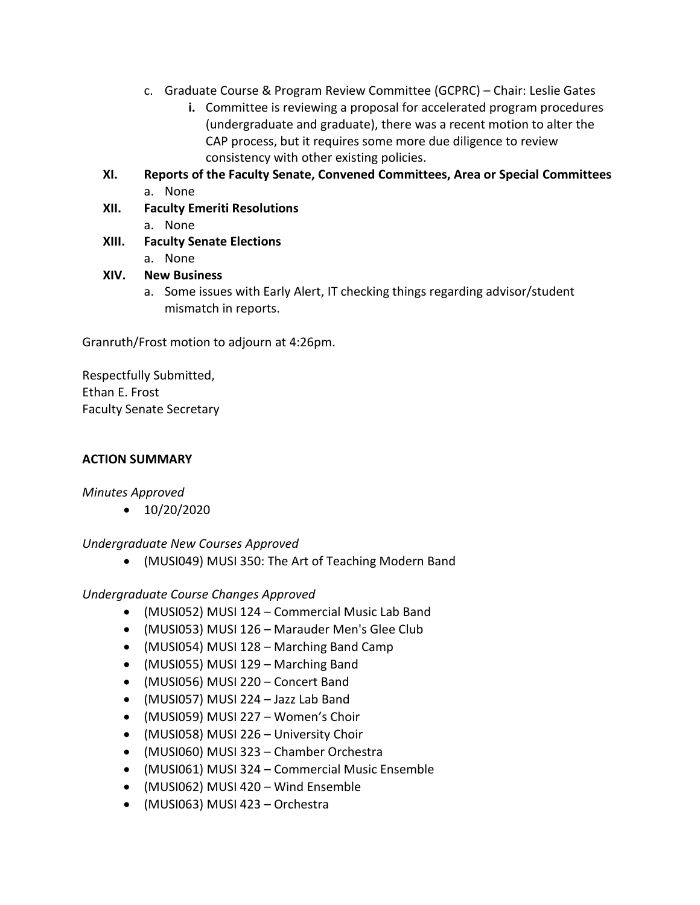c. Graduate Course & Program Review Committee (GCPRC) – Chair: Leslie Gates
    **i.** Committee is reviewing a proposal for accelerated program procedures (undergraduate and graduate), there was a recent motion to alter the CAP process, but it requires some more due diligence to review consistency with other existing policies.

**XI. Reports of the Faculty Senate, Convened Committees, Area or Special Committees**

a. None

**XII. Faculty Emeriti Resolutions**

a. None

**XIII. Faculty Senate Elections**

a. None

**XIV. New Business**

a. Some issues with Early Alert, IT checking things regarding advisor/student mismatch in reports.

Granruth/Frost motion to adjourn at 4:26pm.

Respectfully Submitted,
Ethan E. Frost
Faculty Senate Secretary

**ACTION SUMMARY**

*Minutes Approved*

- 10/20/2020

*Undergraduate New Courses Approved*

- (MUSI049) MUSI 350: The Art of Teaching Modern Band

*Undergraduate Course Changes Approved*

- (MUSI052) MUSI 124 – Commercial Music Lab Band
- (MUSI053) MUSI 126 – Marauder Men's Glee Club
- (MUSI054) MUSI 128 – Marching Band Camp
- (MUSI055) MUSI 129 – Marching Band
- (MUSI056) MUSI 220 – Concert Band
- (MUSI057) MUSI 224 – Jazz Lab Band
- (MUSI059) MUSI 227 – Women's Choir
- (MUSI058) MUSI 226 – University Choir
- (MUSI060) MUSI 323 – Chamber Orchestra
- (MUSI061) MUSI 324 – Commercial Music Ensemble
- (MUSI062) MUSI 420 – Wind Ensemble
- (MUSI063) MUSI 423 – Orchestra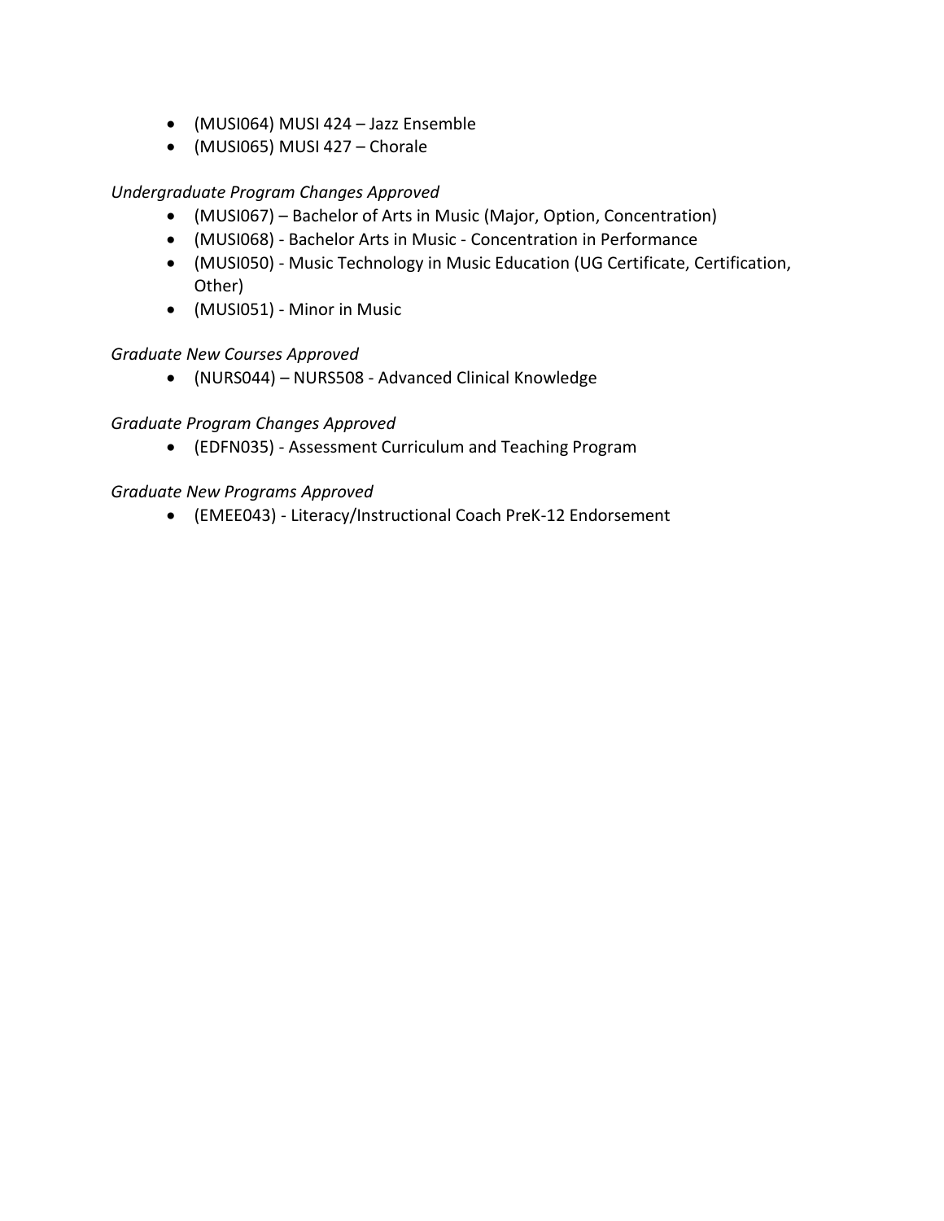- (MUSI064) MUSI 424 – Jazz Ensemble
- (MUSI065) MUSI 427 – Chorale

*Undergraduate Program Changes Approved*

- (MUSI067) – Bachelor of Arts in Music (Major, Option, Concentration)
- (MUSI068) - Bachelor Arts in Music - Concentration in Performance
- (MUSI050) - Music Technology in Music Education (UG Certificate, Certification, Other)
- (MUSI051) - Minor in Music

*Graduate New Courses Approved*

- (NURS044) – NURS508 - Advanced Clinical Knowledge

*Graduate Program Changes Approved*

- (EDFN035) - Assessment Curriculum and Teaching Program

*Graduate New Programs Approved*

- (EMEE043) - Literacy/Instructional Coach PreK-12 Endorsement